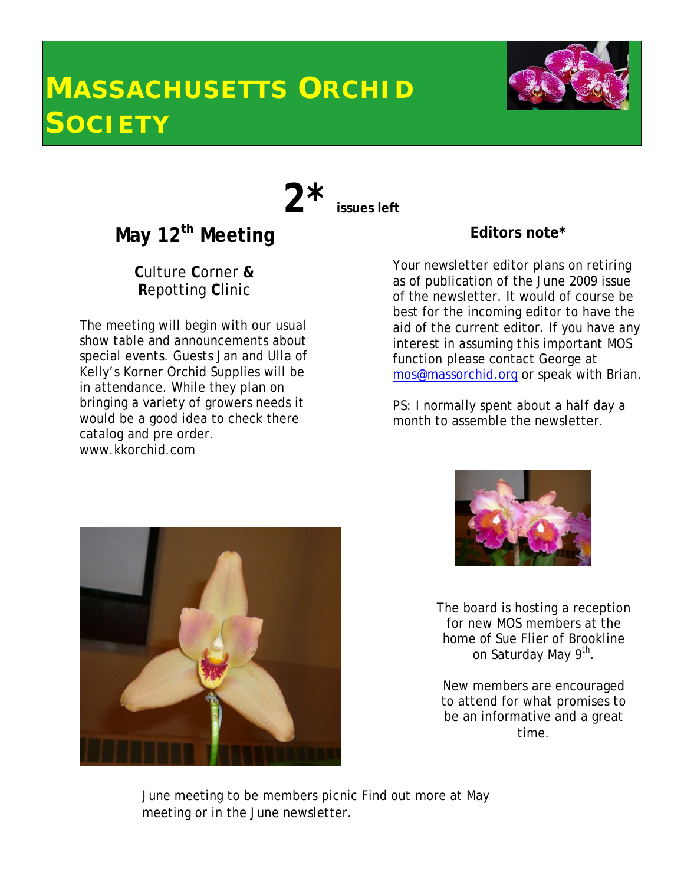# MASSACHUSETTS ORCHID SOCIETY

**2*** **issues left**

## May 12th Meeting

**C**ulture **C**orner **&**
**R**epotting **C**linic

The meeting will begin with our usual show table and announcements about special events. Guests Jan and Ulla of Kelly's Korner Orchid Supplies will be in attendance. While they plan on bringing a variety of growers needs it would be a good idea to check there catalog and pre order. www.kkorchid.com

### Editors note*

Your newsletter editor plans on retiring as of publication of the June 2009 issue of the newsletter. It would of course be best for the incoming editor to have the aid of the current editor. If you have any interest in assuming this important MOS function please contact George at mos@massorchid.org or speak with Brian.

PS: I normally spent about a half day a month to assemble the newsletter.

The board is hosting a reception for new MOS members at the home of Sue Flier of Brookline on Saturday May 9th.

New members are encouraged to attend for what promises to be an informative and a great time.

June meeting to be members picnic Find out more at May meeting or in the June newsletter.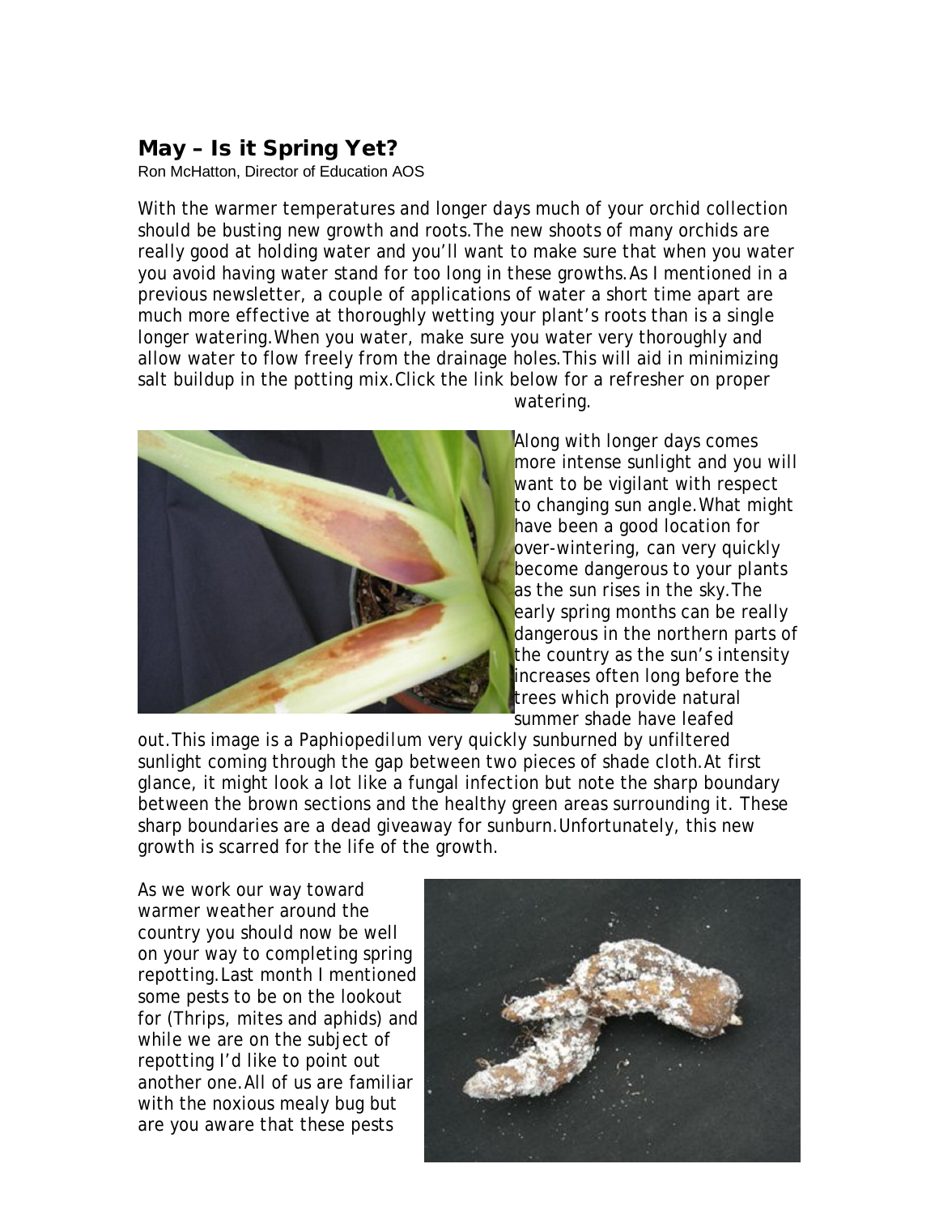## May – Is it Spring Yet?

Ron McHatton, Director of Education AOS

With the warmer temperatures and longer days much of your orchid collection should be busting new growth and roots. The new shoots of many orchids are really good at holding water and you'll want to make sure that when you water you avoid having water stand for too long in these growths. As I mentioned in a previous newsletter, a couple of applications of water a short time apart are much more effective at thoroughly wetting your plant's roots than is a single longer watering. When you water, make sure you water very thoroughly and allow water to flow freely from the drainage holes. This will aid in minimizing salt buildup in the potting mix. Click the link below for a refresher on proper watering.

Along with longer days comes more intense sunlight and you will want to be vigilant with respect to changing sun angle. What might have been a good location for over-wintering, can very quickly become dangerous to your plants as the sun rises in the sky. The early spring months can be really dangerous in the northern parts of the country as the sun's intensity increases often long before the trees which provide natural summer shade have leafed out. This image is a Paphiopedilum very quickly sunburned by unfiltered sunlight coming through the gap between two pieces of shade cloth. At first glance, it might look a lot like a fungal infection but note the sharp boundary between the brown sections and the healthy green areas surrounding it. These sharp boundaries are a dead giveaway for sunburn. Unfortunately, this new growth is scarred for the life of the growth.

As we work our way toward warmer weather around the country you should now be well on your way to completing spring repotting. Last month I mentioned some pests to be on the lookout for (Thrips, mites and aphids) and while we are on the subject of repotting I'd like to point out another one. All of us are familiar with the noxious mealy bug but are you aware that these pests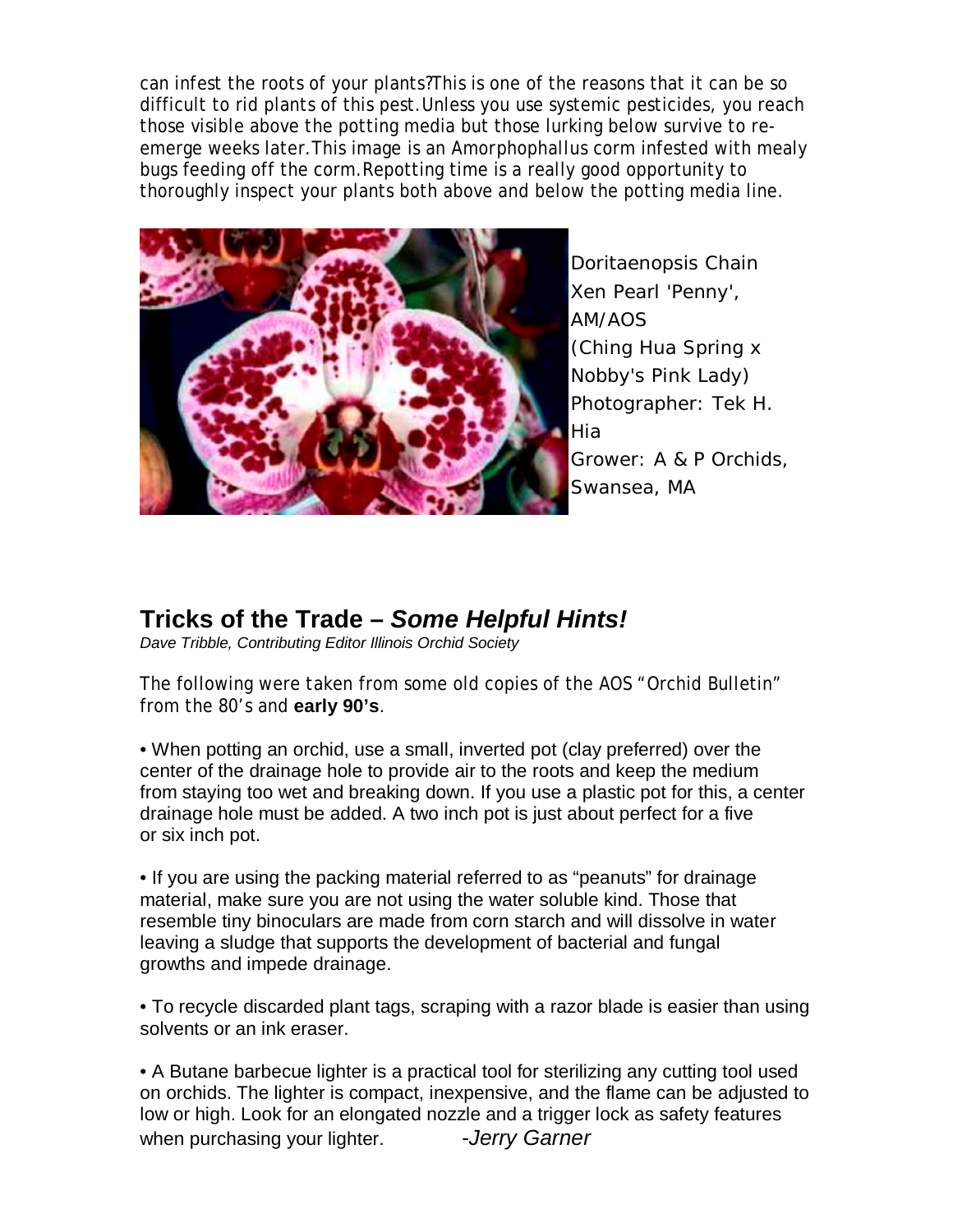can infest the roots of your plants?This is one of the reasons that it can be so difficult to rid plants of this pest.Unless you use systemic pesticides, you reach those visible above the potting media but those lurking below survive to re-emerge weeks later.This image is an Amorphophallus corm infested with mealy bugs feeding off the corm.Repotting time is a really good opportunity to thoroughly inspect your plants both above and below the potting media line.

Doritaenopsis Chain Xen Pearl 'Penny', AM/AOS
(Ching Hua Spring x Nobby's Pink Lady)
Photographer: Tek H. Hia
Grower: A & P Orchids, Swansea, MA

## Tricks of the Trade – *Some Helpful Hints!*

*Dave Tribble, Contributing Editor Illinois Orchid Society*

The following were taken from some old copies of the AOS "Orchid Bulletin" from the 80's and **early 90's**.

• When potting an orchid, use a small, inverted pot (clay preferred) over the center of the drainage hole to provide air to the roots and keep the medium from staying too wet and breaking down. If you use a plastic pot for this, a center drainage hole must be added. A two inch pot is just about perfect for a five or six inch pot.

• If you are using the packing material referred to as "peanuts" for drainage material, make sure you are not using the water soluble kind. Those that resemble tiny binoculars are made from corn starch and will dissolve in water leaving a sludge that supports the development of bacterial and fungal growths and impede drainage.

• To recycle discarded plant tags, scraping with a razor blade is easier than using solvents or an ink eraser.

• A Butane barbecue lighter is a practical tool for sterilizing any cutting tool used on orchids. The lighter is compact, inexpensive, and the flame can be adjusted to low or high. Look for an elongated nozzle and a trigger lock as safety features when purchasing your lighter. *-Jerry Garner*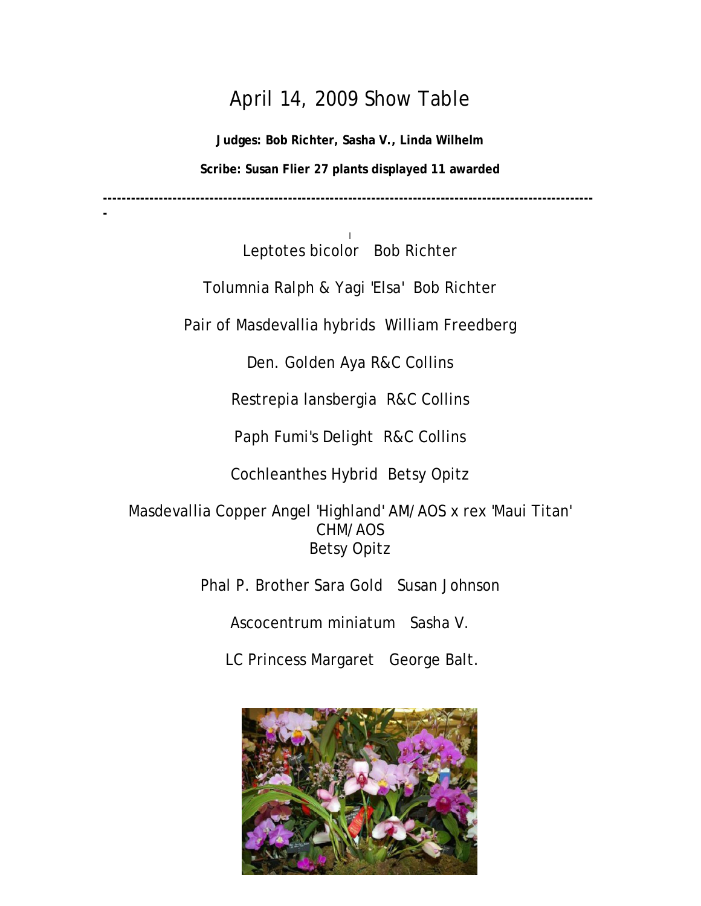# April 14, 2009 Show Table

**Judges: Bob Richter, Sasha V., Linda Wilhelm**

**Scribe: Susan Flier 27 plants displayed 11 awarded**

---

Leptotes bicolor   Bob Richter

Tolumnia Ralph & Yagi 'Elsa'  Bob Richter

Pair of Masdevallia hybrids  William Freedberg

Den. Golden Aya R&C Collins

Restrepia lansbergia  R&C Collins

Paph Fumi's Delight  R&C Collins

Cochleanthes Hybrid  Betsy Opitz

Masdevallia Copper Angel 'Highland' AM/AOS x rex 'Maui Titan' CHM/AOS
Betsy Opitz

Phal P. Brother Sara Gold   Susan Johnson

Ascocentrum miniatum   Sasha V.

LC Princess Margaret   George Balt.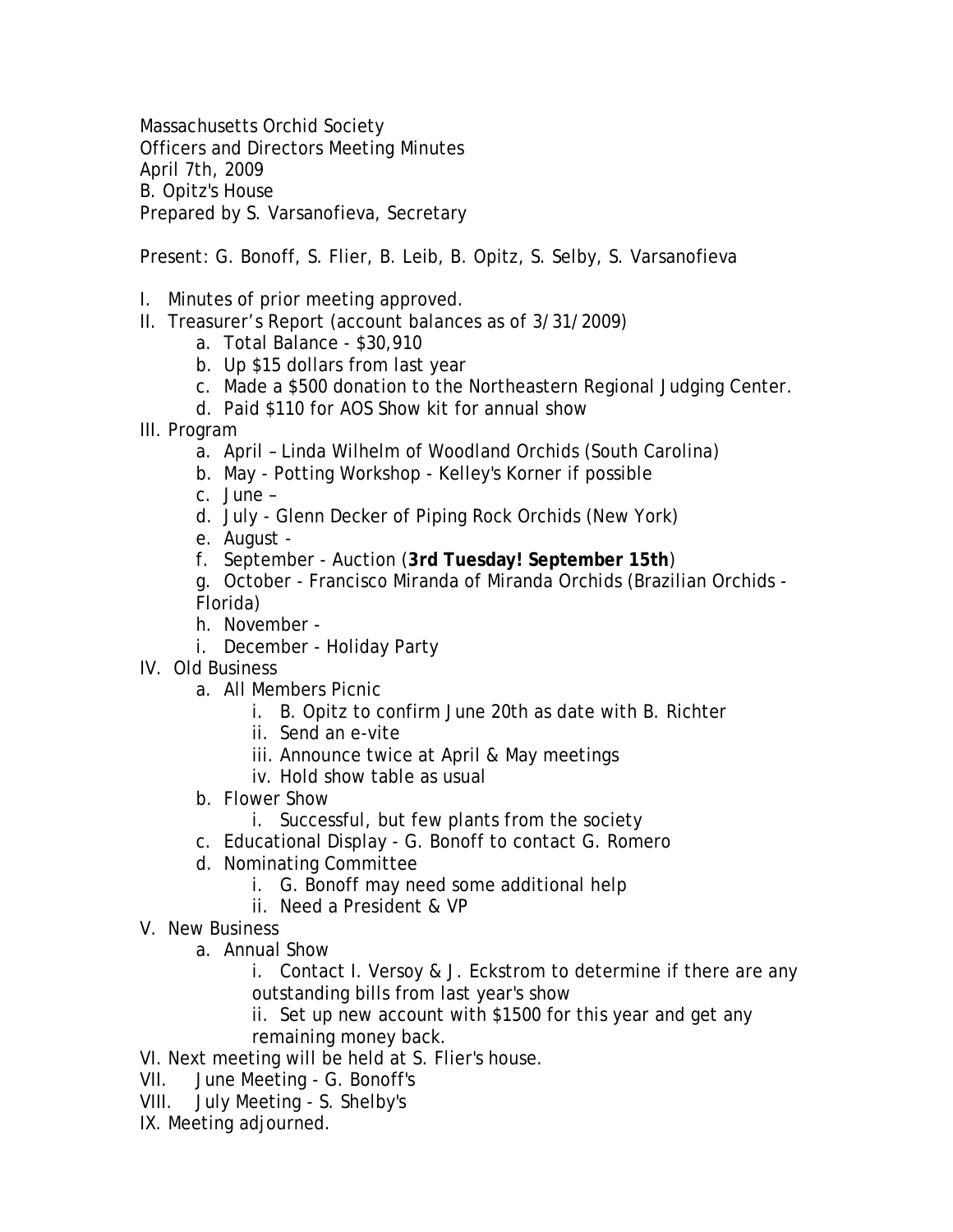Massachusetts Orchid Society
Officers and Directors Meeting Minutes
April 7th, 2009
B. Opitz's House
Prepared by S. Varsanofieva, Secretary

Present: G. Bonoff, S. Flier, B. Leib, B. Opitz, S. Selby, S. Varsanofieva

I. Minutes of prior meeting approved.
II. Treasurer's Report (account balances as of 3/31/2009)
    a. Total Balance - $30,910
    b. Up $15 dollars from last year
    c. Made a $500 donation to the Northeastern Regional Judging Center.
    d. Paid $110 for AOS Show kit for annual show
III. Program
    a. April – Linda Wilhelm of Woodland Orchids (South Carolina)
    b. May - Potting Workshop - Kelley's Korner if possible
    c. June –
    d. July - Glenn Decker of Piping Rock Orchids (New York)
    e. August -
    f. September - Auction (**3rd Tuesday! September 15th**)
    g. October - Francisco Miranda of Miranda Orchids (Brazilian Orchids - Florida)
    h. November -
    i. December - Holiday Party
IV. Old Business
    a. All Members Picnic
        i. B. Opitz to confirm June 20th as date with B. Richter
        ii. Send an e-vite
        iii. Announce twice at April & May meetings
        iv. Hold show table as usual
    b. Flower Show
        i. Successful, but few plants from the society
    c. Educational Display - G. Bonoff to contact G. Romero
    d. Nominating Committee
        i. G. Bonoff may need some additional help
        ii. Need a President & VP
V. New Business
    a. Annual Show
        i. Contact I. Versoy & J. Eckstrom to determine if there are any outstanding bills from last year's show
        ii. Set up new account with $1500 for this year and get any remaining money back.
VI. Next meeting will be held at S. Flier's house.
VII. June Meeting - G. Bonoff's
VIII. July Meeting - S. Shelby's
IX. Meeting adjourned.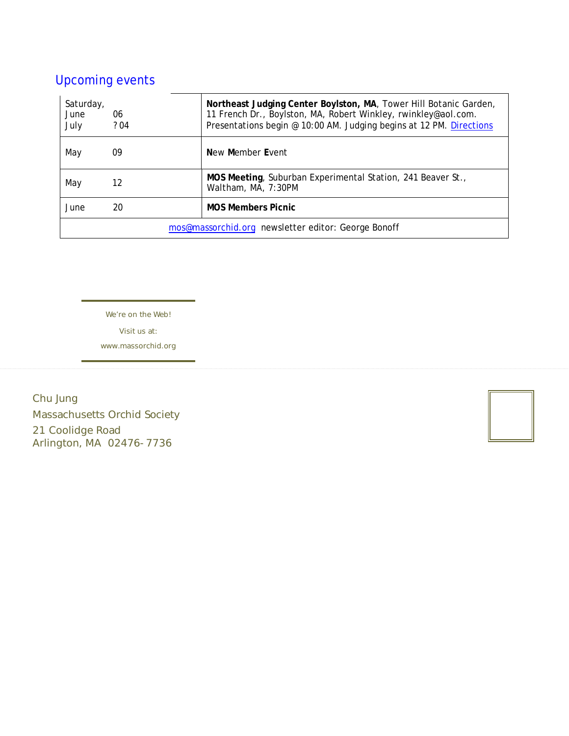## Upcoming events

| | |
|---|---|
| Saturday, June 06 July ?04 | **Northeast Judging Center Boylston, MA**, Tower Hill Botanic Garden, 11 French Dr., Boylston, MA, Robert Winkley, rwinkley@aol.com. Presentations begin @ 10:00 AM. Judging begins at 12 PM. Directions |
| May 09 | **N**ew **M**ember **E**vent |
| May 12 | **MOS Meeting**, Suburban Experimental Station, 241 Beaver St., Waltham, MA, 7:30PM |
| June 20 | **MOS Members Picnic** |
| mos@massorchid.org newsletter editor: George Bonoff | |

We're on the Web!

Visit us at:

www.massorchid.org

Chu Jung
Massachusetts Orchid Society
21 Coolidge Road
Arlington, MA 02476-7736